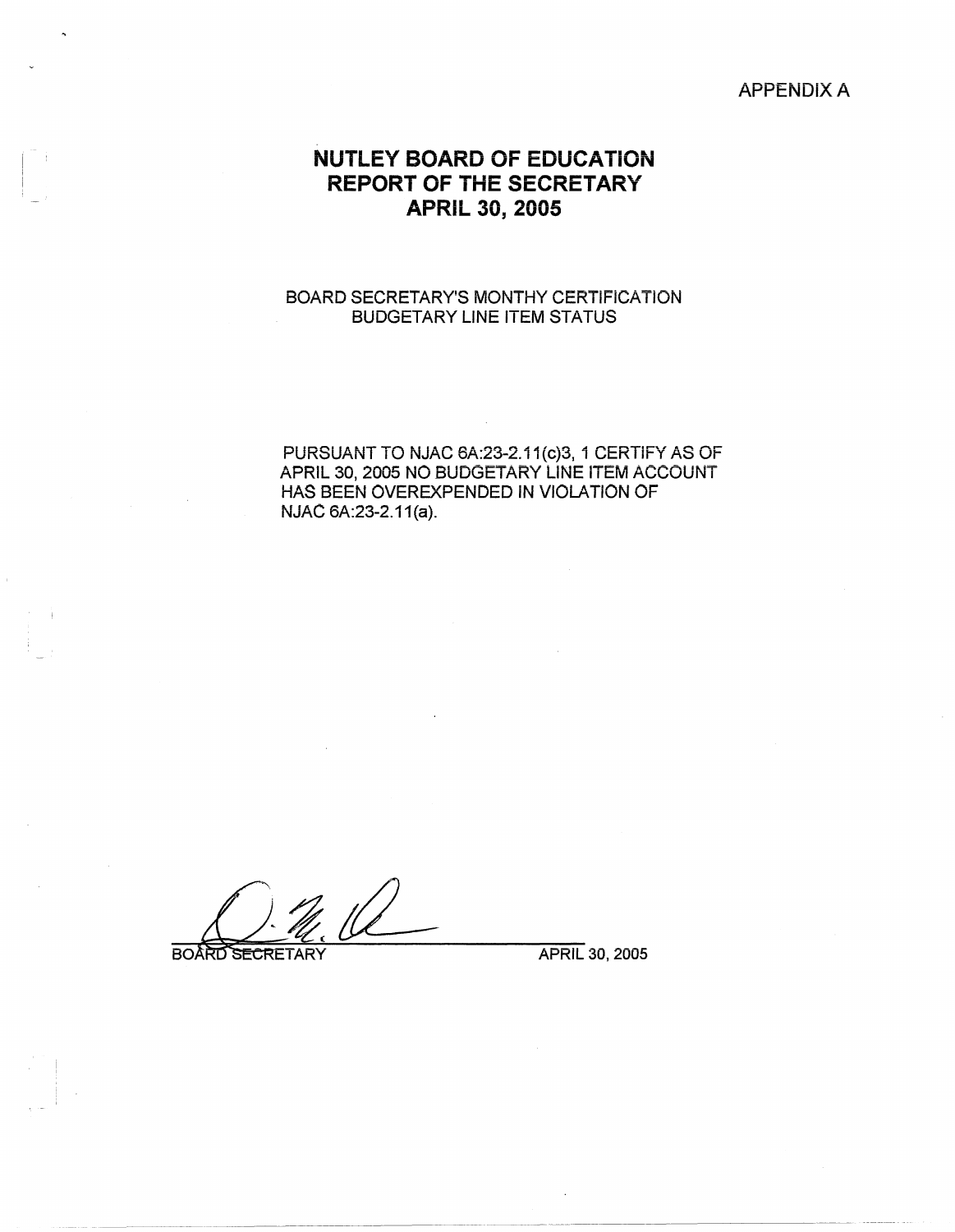APPENDIX A

# NUTLEY BOARD OF EDUCATION
# REPORT OF THE SECRETARY
# APRIL 30, 2005

BOARD SECRETARY'S MONTHY CERTIFICATION
BUDGETARY LINE ITEM STATUS

PURSUANT TO NJAC 6A:23-2.11(c)3, 1 CERTIFY AS OF APRIL 30, 2005 NO BUDGETARY LINE ITEM ACCOUNT HAS BEEN OVEREXPENDED IN VIOLATION OF NJAC 6A:23-2.11(a).

BOARD SECRETARY APRIL 30, 2005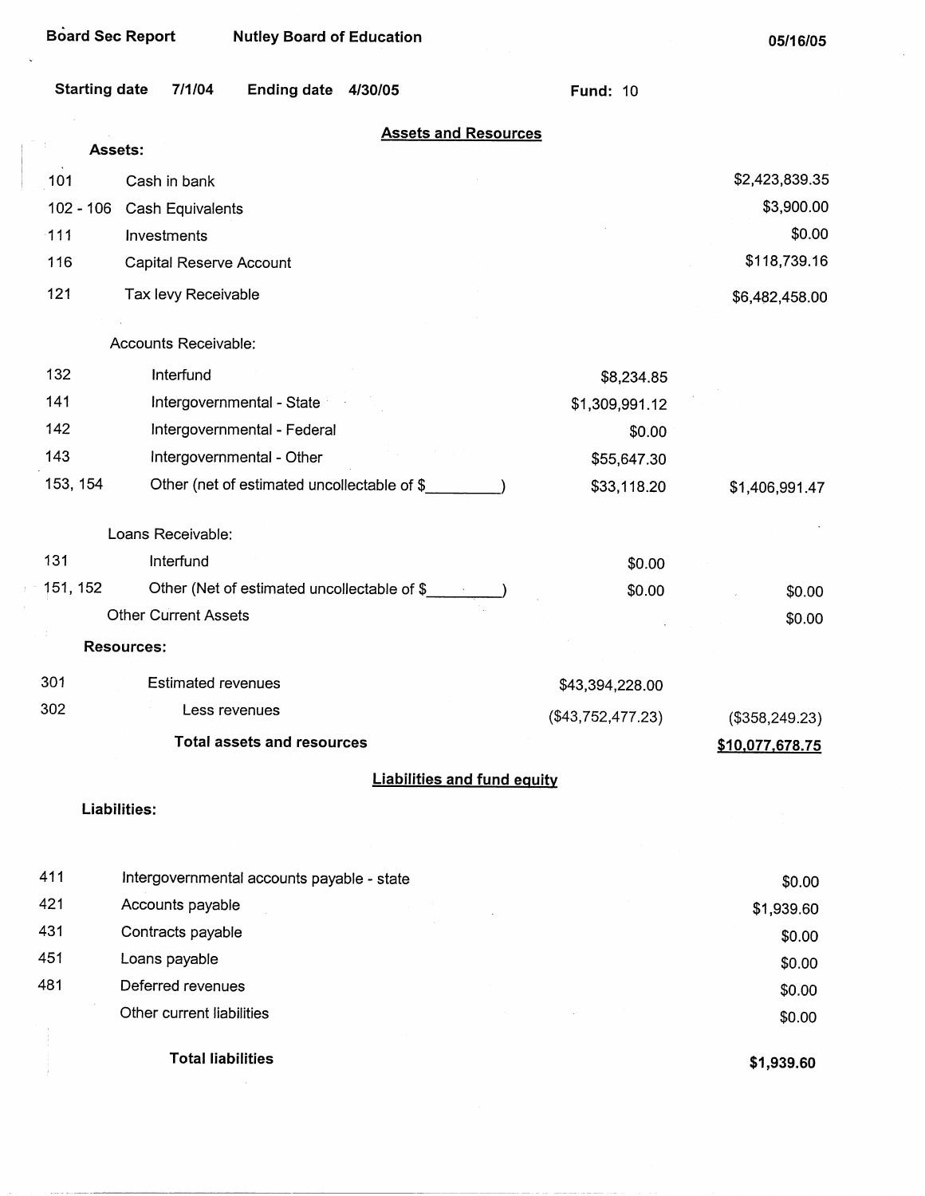Board Sec Report — Nutley Board of Education — 05/16/05

Starting date 7/1/04 — Ending date 4/30/05 — Fund: 10

## Assets and Resources

**Assets:**

| Code | Description | | |
|---|---|---|---|
| 101 | Cash in bank | | $2,423,839.35 |
| 102 - 106 | Cash Equivalents | | $3,900.00 |
| 111 | Investments | | $0.00 |
| 116 | Capital Reserve Account | | $118,739.16 |
| 121 | Tax levy Receivable | | $6,482,458.00 |
| | Accounts Receivable: | | |
| 132 | Interfund | $8,234.85 | |
| 141 | Intergovernmental - State | $1,309,991.12 | |
| 142 | Intergovernmental - Federal | $0.00 | |
| 143 | Intergovernmental - Other | $55,647.30 | |
| 153, 154 | Other (net of estimated uncollectable of $_________) | $33,118.20 | $1,406,991.47 |
| | Loans Receivable: | | |
| 131 | Interfund | $0.00 | |
| 151, 152 | Other (Net of estimated uncollectable of $_________) | $0.00 | $0.00 |
| | Other Current Assets | | $0.00 |

**Resources:**

| Code | Description | | |
|---|---|---|---|
| 301 | Estimated revenues | $43,394,228.00 | |
| 302 | Less revenues | ($43,752,477.23) | ($358,249.23) |
| | **Total assets and resources** | | **$10,077,678.75** |

## Liabilities and fund equity

**Liabilities:**

| Code | Description | |
|---|---|---|
| 411 | Intergovernmental accounts payable - state | $0.00 |
| 421 | Accounts payable | $1,939.60 |
| 431 | Contracts payable | $0.00 |
| 451 | Loans payable | $0.00 |
| 481 | Deferred revenues | $0.00 |
| | Other current liabilities | $0.00 |
| | **Total liabilities** | **$1,939.60** |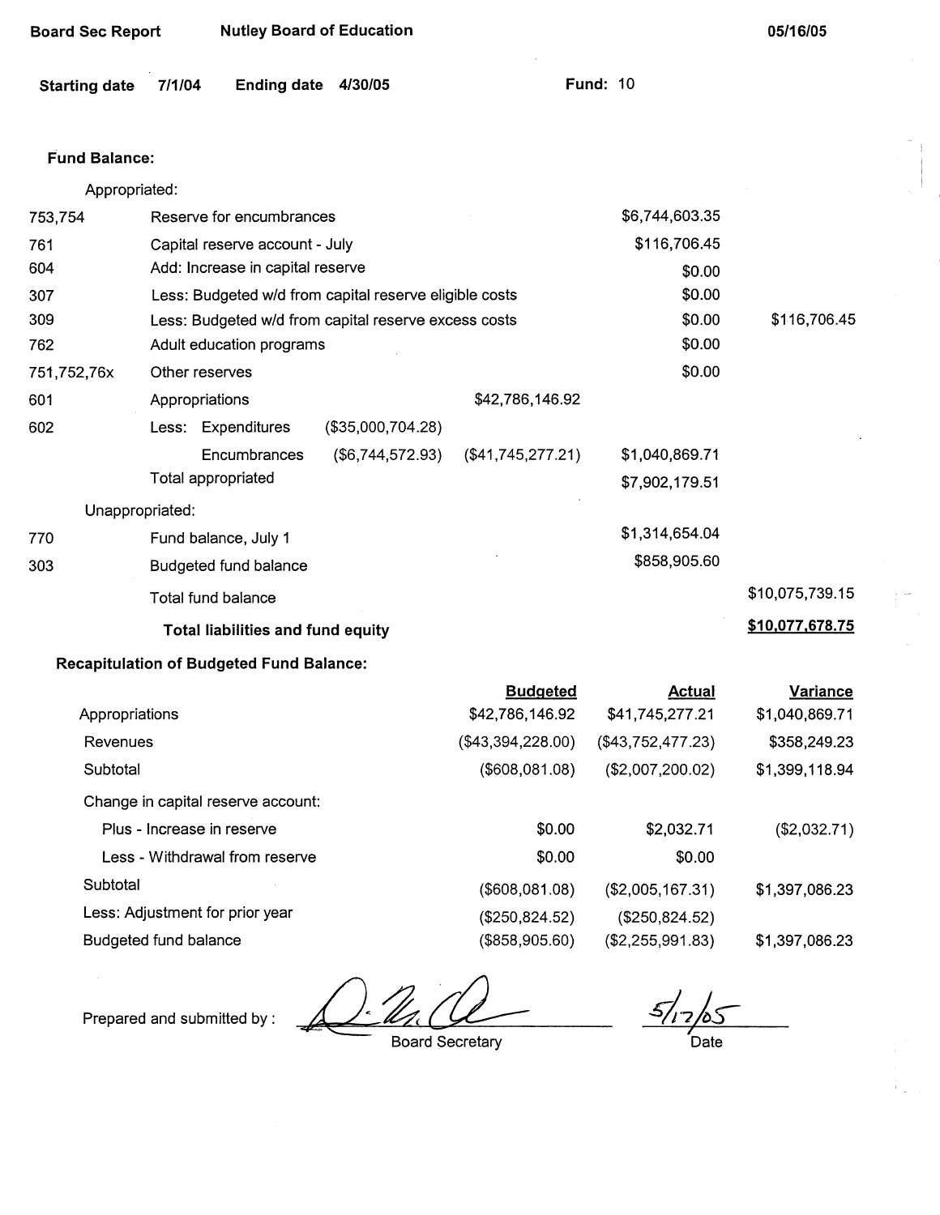**Board Sec Report** **Nutley Board of Education** **05/16/05**

**Starting date** **7/1/04** **Ending date** **4/30/05** **Fund:** 10

**Fund Balance:**

| Code | Description | | | | |
|---|---|---|---|---|---|
| | Appropriated: | | | | |
| 753,754 | Reserve for encumbrances | | | $6,744,603.35 | |
| 761 | Capital reserve account - July | | | $116,706.45 | |
| 604 | Add: Increase in capital reserve | | | $0.00 | |
| 307 | Less: Budgeted w/d from capital reserve eligible costs | | | $0.00 | |
| 309 | Less: Budgeted w/d from capital reserve excess costs | | | $0.00 | $116,706.45 |
| 762 | Adult education programs | | | $0.00 | |
| 751,752,76x | Other reserves | | | $0.00 | |
| 601 | Appropriations | | $42,786,146.92 | | |
| 602 | Less: Expenditures | ($35,000,704.28) | | | |
| | Encumbrances | ($6,744,572.93) | ($41,745,277.21) | $1,040,869.71 | |
| | Total appropriated | | | $7,902,179.51 | |
| | Unappropriated: | | | | |
| 770 | Fund balance, July 1 | | | $1,314,654.04 | |
| 303 | Budgeted fund balance | | | $858,905.60 | |
| | Total fund balance | | | | $10,075,739.15 |
| | **Total liabilities and fund equity** | | | | **$10,077,678.75** |

**Recapitulation of Budgeted Fund Balance:**

| | Budgeted | Actual | Variance |
|---|---|---|---|
| Appropriations | $42,786,146.92 | $41,745,277.21 | $1,040,869.71 |
| Revenues | ($43,394,228.00) | ($43,752,477.23) | $358,249.23 |
| Subtotal | ($608,081.08) | ($2,007,200.02) | $1,399,118.94 |
| Change in capital reserve account: | | | |
| Plus - Increase in reserve | $0.00 | $2,032.71 | ($2,032.71) |
| Less - Withdrawal from reserve | $0.00 | $0.00 | |
| Subtotal | ($608,081.08) | ($2,005,167.31) | $1,397,086.23 |
| Less: Adjustment for prior year | ($250,824.52) | ($250,824.52) | |
| Budgeted fund balance | ($858,905.60) | ($2,255,991.83) | $1,397,086.23 |

Prepared and submitted by : ______________________ Board Secretary

5/17/05 Date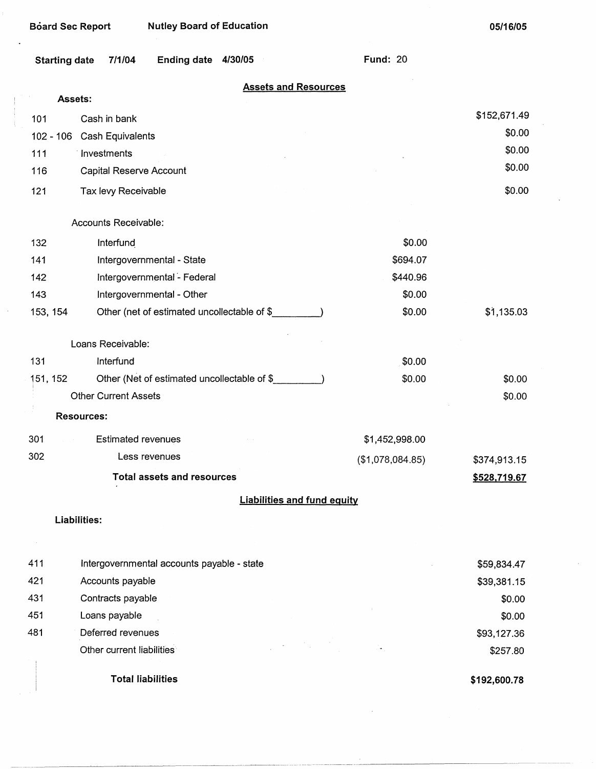**Board Sec Report** **Nutley Board of Education** **05/16/05**

**Starting date** **7/1/04** **Ending date** **4/30/05** **Fund:** 20

## Assets and Resources

**Assets:**

| Code | Description | | Amount |
|---|---|---|---|
| 101 | Cash in bank | | $152,671.49 |
| 102 - 106 | Cash Equivalents | | $0.00 |
| 111 | Investments | | $0.00 |
| 116 | Capital Reserve Account | | $0.00 |
| 121 | Tax levy Receivable | | $0.00 |
| | Accounts Receivable: | | |
| 132 | Interfund | $0.00 | |
| 141 | Intergovernmental - State | $694.07 | |
| 142 | Intergovernmental - Federal | $440.96 | |
| 143 | Intergovernmental - Other | $0.00 | |
| 153, 154 | Other (net of estimated uncollectable of $_________) | $0.00 | $1,135.03 |
| | Loans Receivable: | | |
| 131 | Interfund | $0.00 | |
| 151, 152 | Other (Net of estimated uncollectable of $_________) | $0.00 | $0.00 |
| | Other Current Assets | | $0.00 |

**Resources:**

| Code | Description | | Amount |
|---|---|---|---|
| 301 | Estimated revenues | $1,452,998.00 | |
| 302 | Less revenues | ($1,078,084.85) | $374,913.15 |
| | **Total assets and resources** | | **$528,719.67** |

## Liabilities and fund equity

**Liabilities:**

| Code | Description | Amount |
|---|---|---|
| 411 | Intergovernmental accounts payable - state | $59,834.47 |
| 421 | Accounts payable | $39,381.15 |
| 431 | Contracts payable | $0.00 |
| 451 | Loans payable | $0.00 |
| 481 | Deferred revenues | $93,127.36 |
| | Other current liabilities | $257.80 |
| | **Total liabilities** | **$192,600.78** |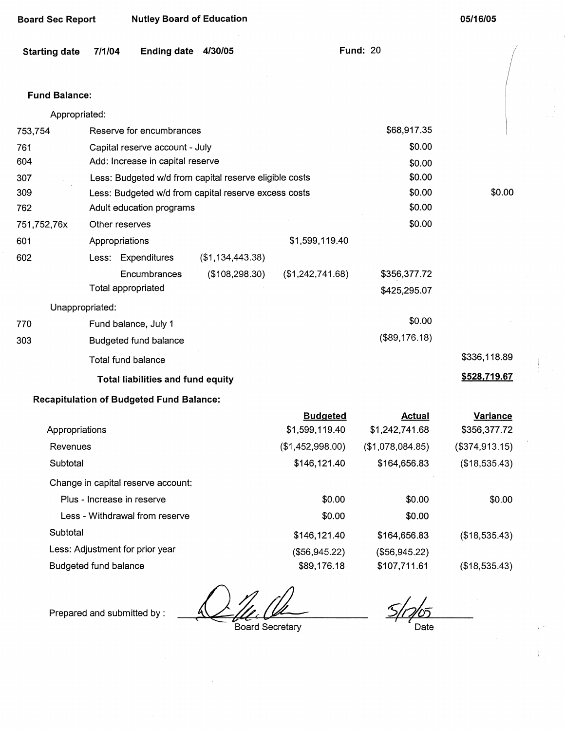Board Sec Report | Nutley Board of Education | 05/16/05

Starting date 7/1/04 | Ending date 4/30/05 | Fund: 20

**Fund Balance:**

Appropriated:

| Code | Description | | | | |
|---|---|---|---|---|---|
| 753,754 | Reserve for encumbrances | | | $68,917.35 | |
| 761 | Capital reserve account - July | | | $0.00 | |
| 604 | Add: Increase in capital reserve | | | $0.00 | |
| 307 | Less: Budgeted w/d from capital reserve eligible costs | | | $0.00 | |
| 309 | Less: Budgeted w/d from capital reserve excess costs | | | $0.00 | $0.00 |
| 762 | Adult education programs | | | $0.00 | |
| 751,752,76x | Other reserves | | | $0.00 | |
| 601 | Appropriations | | $1,599,119.40 | | |
| 602 | Less: Expenditures | ($1,134,443.38) | | | |
| | Encumbrances | ($108,298.30) | ($1,242,741.68) | $356,377.72 | |
| | Total appropriated | | | $425,295.07 | |

Unappropriated:

| Code | Description | | |
|---|---|---|---|
| 770 | Fund balance, July 1 | $0.00 | |
| 303 | Budgeted fund balance | ($89,176.18) | |
| | Total fund balance | | $336,118.89 |
| | **Total liabilities and fund equity** | | **$528,719.67** |

**Recapitulation of Budgeted Fund Balance:**

| | Budgeted | Actual | Variance |
|---|---|---|---|
| Appropriations | $1,599,119.40 | $1,242,741.68 | $356,377.72 |
| Revenues | ($1,452,998.00) | ($1,078,084.85) | ($374,913.15) |
| Subtotal | $146,121.40 | $164,656.83 | ($18,535.43) |
| Change in capital reserve account: | | | |
| Plus - Increase in reserve | $0.00 | $0.00 | $0.00 |
| Less - Withdrawal from reserve | $0.00 | $0.00 | |
| Subtotal | $146,121.40 | $164,656.83 | ($18,535.43) |
| Less: Adjustment for prior year | ($56,945.22) | ($56,945.22) | |
| Budgeted fund balance | $89,176.18 | $107,711.61 | ($18,535.43) |

Prepared and submitted by : ____________________ Board Secretary    5/17/05 Date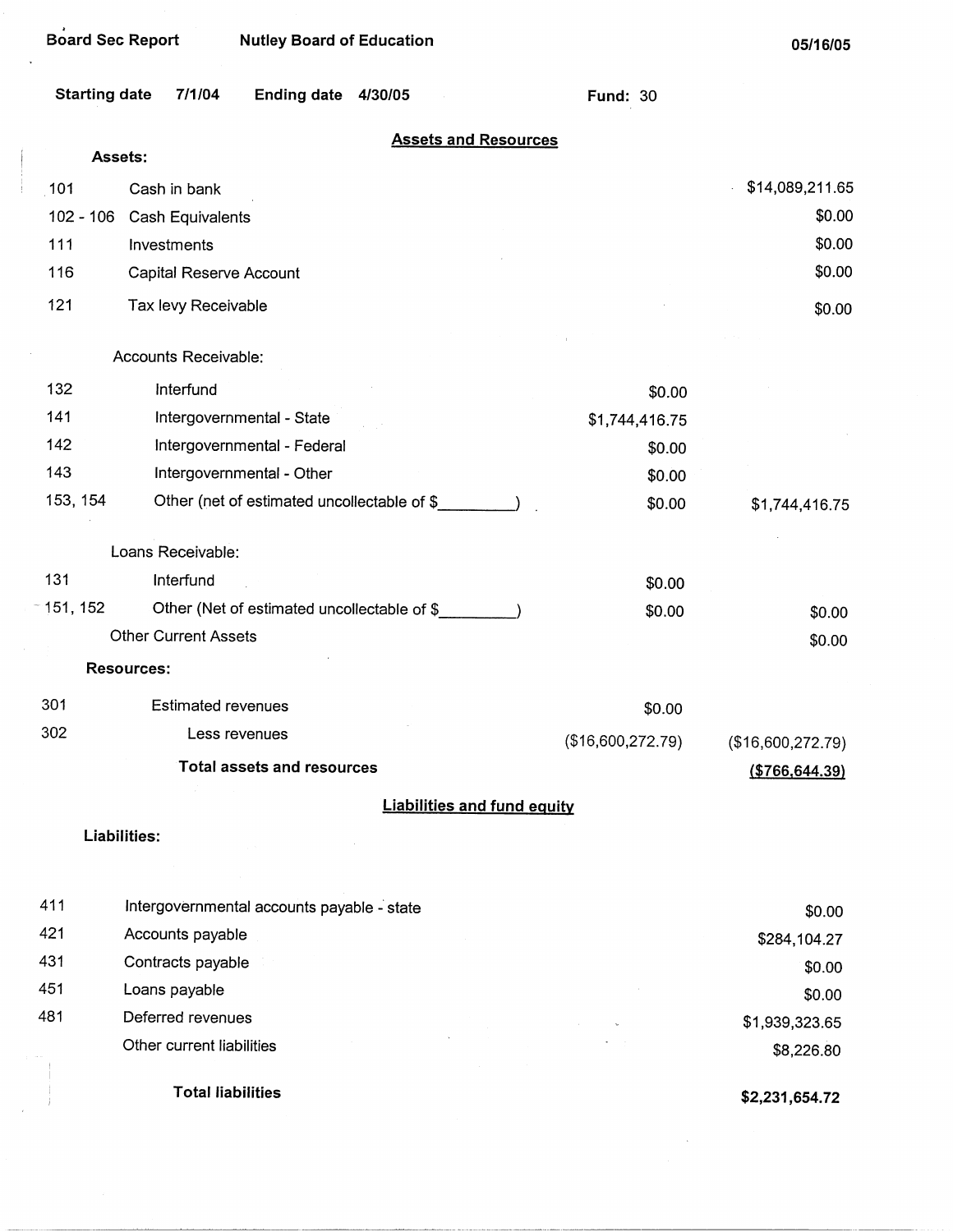Board Sec Report    Nutley Board of Education    05/16/05

Starting date 7/1/04    Ending date 4/30/05    Fund: 30

## Assets and Resources

**Assets:**

| Code | Description | | Amount |
|---|---|---|---|
| 101 | Cash in bank | | $14,089,211.65 |
| 102 - 106 | Cash Equivalents | | $0.00 |
| 111 | Investments | | $0.00 |
| 116 | Capital Reserve Account | | $0.00 |
| 121 | Tax levy Receivable | | $0.00 |
| | Accounts Receivable: | | |
| 132 | Interfund | $0.00 | |
| 141 | Intergovernmental - State | $1,744,416.75 | |
| 142 | Intergovernmental - Federal | $0.00 | |
| 143 | Intergovernmental - Other | $0.00 | |
| 153, 154 | Other (net of estimated uncollectable of $\_\_\_\_\_\_\_\_\_) | $0.00 | $1,744,416.75 |
| | Loans Receivable: | | |
| 131 | Interfund | $0.00 | |
| 151, 152 | Other (Net of estimated uncollectable of $\_\_\_\_\_\_\_\_\_) | $0.00 | $0.00 |
| | Other Current Assets | | $0.00 |
| | **Resources:** | | |
| 301 | Estimated revenues | $0.00 | |
| 302 | Less revenues | ($16,600,272.79) | ($16,600,272.79) |
| | **Total assets and resources** | | **($766,644.39)** |

## Liabilities and fund equity

**Liabilities:**

| Code | Description | Amount |
|---|---|---|
| 411 | Intergovernmental accounts payable - state | $0.00 |
| 421 | Accounts payable | $284,104.27 |
| 431 | Contracts payable | $0.00 |
| 451 | Loans payable | $0.00 |
| 481 | Deferred revenues | $1,939,323.65 |
| | Other current liabilities | $8,226.80 |
| | **Total liabilities** | **$2,231,654.72** |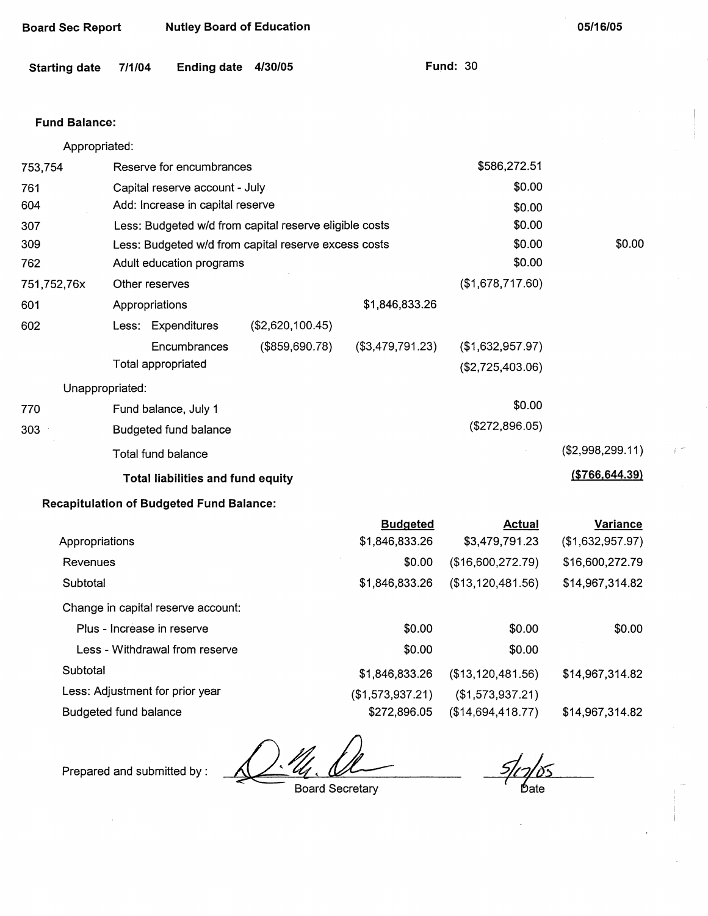**Board Sec Report** **Nutley Board of Education** **05/16/05**

**Starting date** **7/1/04** **Ending date** **4/30/05** **Fund:** 30

**Fund Balance:**

| Code | Description | | | | |
|---|---|---|---|---|---|
| | Appropriated: | | | | |
| 753,754 | Reserve for encumbrances | | | $586,272.51 | |
| 761 | Capital reserve account - July | | | $0.00 | |
| 604 | Add: Increase in capital reserve | | | $0.00 | |
| 307 | Less: Budgeted w/d from capital reserve eligible costs | | | $0.00 | |
| 309 | Less: Budgeted w/d from capital reserve excess costs | | | $0.00 | $0.00 |
| 762 | Adult education programs | | | $0.00 | |
| 751,752,76x | Other reserves | | | ($1,678,717.60) | |
| 601 | Appropriations | | $1,846,833.26 | | |
| 602 | Less: Expenditures | ($2,620,100.45) | | | |
| | Encumbrances | ($859,690.78) | ($3,479,791.23) | ($1,632,957.97) | |
| | Total appropriated | | | ($2,725,403.06) | |
| | Unappropriated: | | | | |
| 770 | Fund balance, July 1 | | | $0.00 | |
| 303 | Budgeted fund balance | | | ($272,896.05) | |
| | Total fund balance | | | | ($2,998,299.11) |
| | **Total liabilities and fund equity** | | | | **($766,644.39)** |

**Recapitulation of Budgeted Fund Balance:**

| | Budgeted | Actual | Variance |
|---|---|---|---|
| Appropriations | $1,846,833.26 | $3,479,791.23 | ($1,632,957.97) |
| Revenues | $0.00 | ($16,600,272.79) | $16,600,272.79 |
| Subtotal | $1,846,833.26 | ($13,120,481.56) | $14,967,314.82 |
| Change in capital reserve account: | | | |
| Plus - Increase in reserve | $0.00 | $0.00 | $0.00 |
| Less - Withdrawal from reserve | $0.00 | $0.00 | |
| Subtotal | $1,846,833.26 | ($13,120,481.56) | $14,967,314.82 |
| Less: Adjustment for prior year | ($1,573,937.21) | ($1,573,937.21) | |
| Budgeted fund balance | $272,896.05 | ($14,694,418.77) | $14,967,314.82 |

Prepared and submitted by : _______________ Board Secretary     5/17/05 Date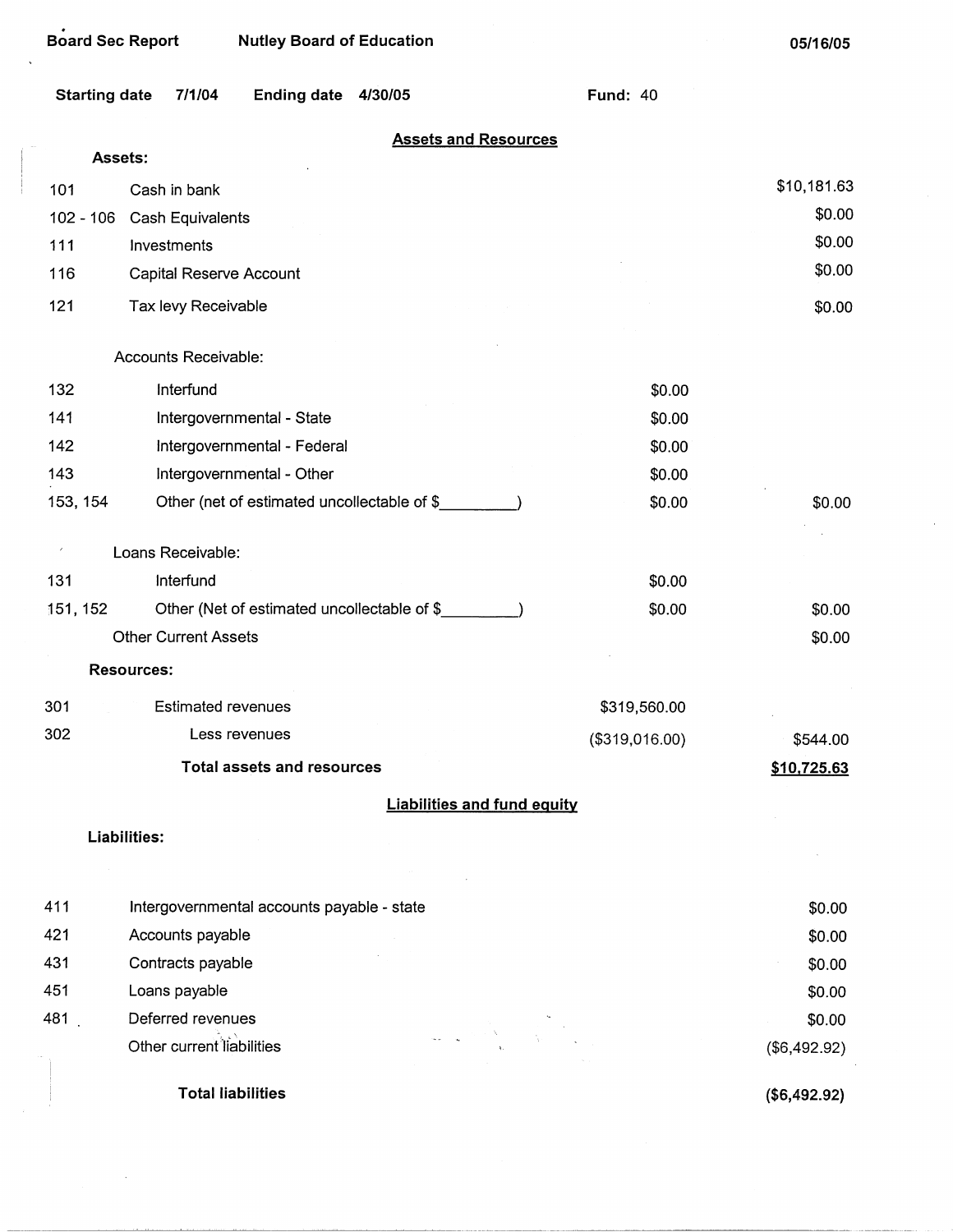Board Sec Report | Nutley Board of Education | 05/16/05

Starting date 7/1/04 | Ending date 4/30/05 | Fund: 40

## Assets and Resources

| Code | Description | | Amount |
|---|---|---|---|
| **Assets:** | | | |
| 101 | Cash in bank | | $10,181.63 |
| 102 - 106 | Cash Equivalents | | $0.00 |
| 111 | Investments | | $0.00 |
| 116 | Capital Reserve Account | | $0.00 |
| 121 | Tax levy Receivable | | $0.00 |
| | Accounts Receivable: | | |
| 132 | Interfund | $0.00 | |
| 141 | Intergovernmental - State | $0.00 | |
| 142 | Intergovernmental - Federal | $0.00 | |
| 143 | Intergovernmental - Other | $0.00 | |
| 153, 154 | Other (net of estimated uncollectable of $_________) | $0.00 | $0.00 |
| | Loans Receivable: | | |
| 131 | Interfund | $0.00 | |
| 151, 152 | Other (Net of estimated uncollectable of $_________) | $0.00 | $0.00 |
| | Other Current Assets | | $0.00 |
| **Resources:** | | | |
| 301 | Estimated revenues | $319,560.00 | |
| 302 | Less revenues | ($319,016.00) | $544.00 |
| | **Total assets and resources** | | **$10,725.63** |

## Liabilities and fund equity

| Code | Description | Amount |
|---|---|---|
| **Liabilities:** | | |
| 411 | Intergovernmental accounts payable - state | $0.00 |
| 421 | Accounts payable | $0.00 |
| 431 | Contracts payable | $0.00 |
| 451 | Loans payable | $0.00 |
| 481 | Deferred revenues | $0.00 |
| | Other current liabilities | ($6,492.92) |
| | **Total liabilities** | **($6,492.92)** |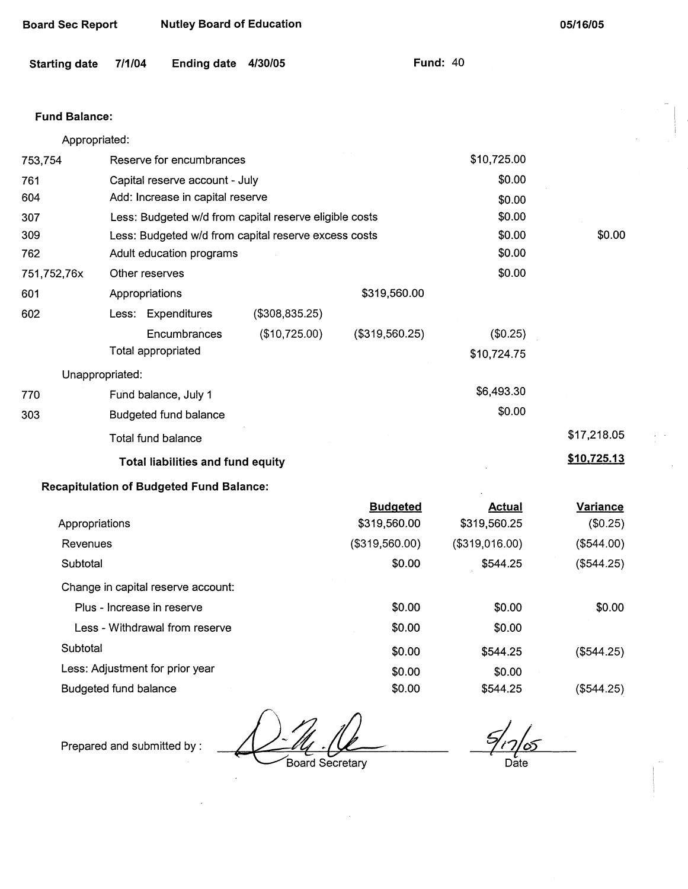**Board Sec Report** **Nutley Board of Education** **05/16/05**

**Starting date** **7/1/04** **Ending date** **4/30/05** **Fund:** 40

**Fund Balance:**

| | | | | | |
|---|---|---|---|---|---|
| | Appropriated: | | | | |
| 753,754 | Reserve for encumbrances | | | $10,725.00 | |
| 761 | Capital reserve account - July | | | $0.00 | |
| 604 | Add: Increase in capital reserve | | | $0.00 | |
| 307 | Less: Budgeted w/d from capital reserve eligible costs | | | $0.00 | |
| 309 | Less: Budgeted w/d from capital reserve excess costs | | | $0.00 | $0.00 |
| 762 | Adult education programs | | | $0.00 | |
| 751,752,76x | Other reserves | | | $0.00 | |
| 601 | Appropriations | | $319,560.00 | | |
| 602 | Less: Expenditures | ($308,835.25) | | | |
| | Encumbrances | ($10,725.00) | ($319,560.25) | ($0.25) | |
| | Total appropriated | | | $10,724.75 | |
| | Unappropriated: | | | | |
| 770 | Fund balance, July 1 | | | $6,493.30 | |
| 303 | Budgeted fund balance | | | $0.00 | |
| | Total fund balance | | | | $17,218.05 |
| | **Total liabilities and fund equity** | | | | **$10,725.13** |

**Recapitulation of Budgeted Fund Balance:**

| | Budgeted | Actual | Variance |
|---|---|---|---|
| Appropriations | $319,560.00 | $319,560.25 | ($0.25) |
| Revenues | ($319,560.00) | ($319,016.00) | ($544.00) |
| Subtotal | $0.00 | $544.25 | ($544.25) |
| Change in capital reserve account: | | | |
| Plus - Increase in reserve | $0.00 | $0.00 | $0.00 |
| Less - Withdrawal from reserve | $0.00 | $0.00 | |
| Subtotal | $0.00 | $544.25 | ($544.25) |
| Less: Adjustment for prior year | $0.00 | $0.00 | |
| Budgeted fund balance | $0.00 | $544.25 | ($544.25) |

Prepared and submitted by : ______________________ Board Secretary        5/17/05 Date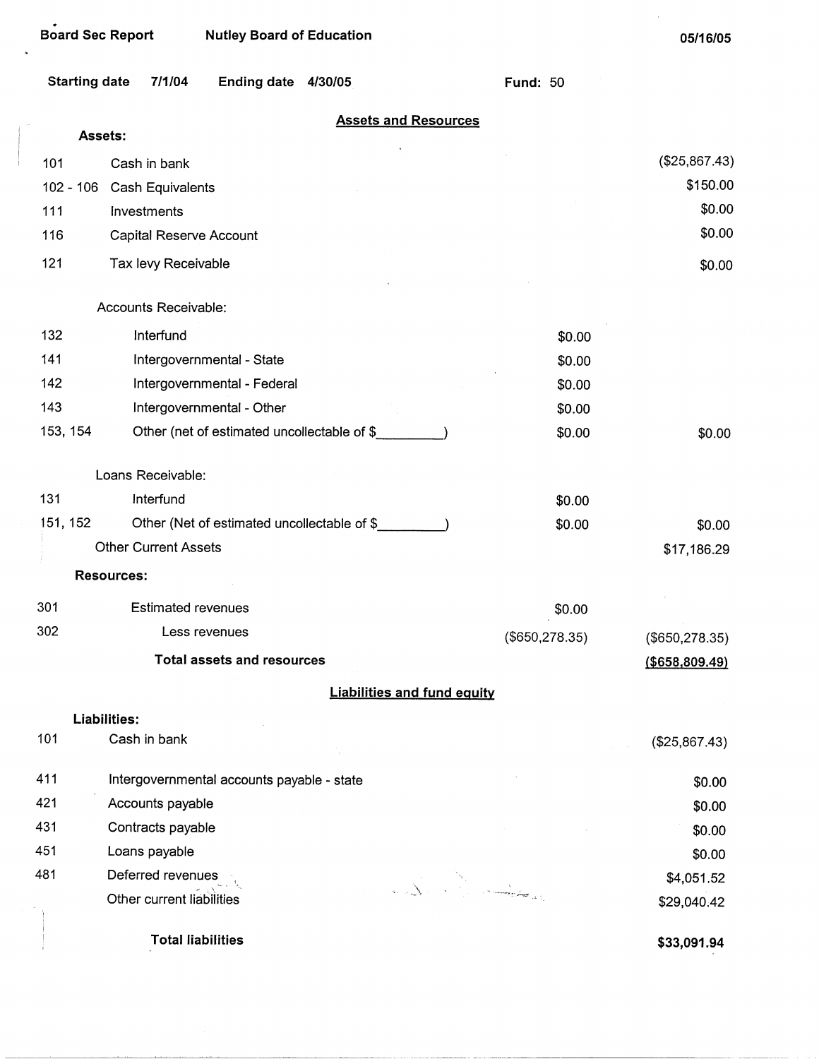**Board Sec Report** **Nutley Board of Education** **05/16/05**

**Starting date** **7/1/04** **Ending date** **4/30/05** **Fund:** 50

## Assets and Resources

| | **Assets:** | | |
|---|---|---|---|
| 101 | Cash in bank | | ($25,867.43) |
| 102 - 106 | Cash Equivalents | | $150.00 |
| 111 | Investments | | $0.00 |
| 116 | Capital Reserve Account | | $0.00 |
| 121 | Tax levy Receivable | | $0.00 |
| | Accounts Receivable: | | |
| 132 | Interfund | $0.00 | |
| 141 | Intergovernmental - State | $0.00 | |
| 142 | Intergovernmental - Federal | $0.00 | |
| 143 | Intergovernmental - Other | $0.00 | |
| 153, 154 | Other (net of estimated uncollectable of $_________) | $0.00 | $0.00 |
| | Loans Receivable: | | |
| 131 | Interfund | $0.00 | |
| 151, 152 | Other (Net of estimated uncollectable of $_________) | $0.00 | $0.00 |
| | Other Current Assets | | $17,186.29 |
| | **Resources:** | | |
| 301 | Estimated revenues | $0.00 | |
| 302 | Less revenues | ($650,278.35) | ($650,278.35) |
| | **Total assets and resources** | | **($658,809.49)** |

## Liabilities and fund equity

| | **Liabilities:** | |
|---|---|---|
| 101 | Cash in bank | ($25,867.43) |
| 411 | Intergovernmental accounts payable - state | $0.00 |
| 421 | Accounts payable | $0.00 |
| 431 | Contracts payable | $0.00 |
| 451 | Loans payable | $0.00 |
| 481 | Deferred revenues | $4,051.52 |
| | Other current liabilities | $29,040.42 |
| | **Total liabilities** | **$33,091.94** |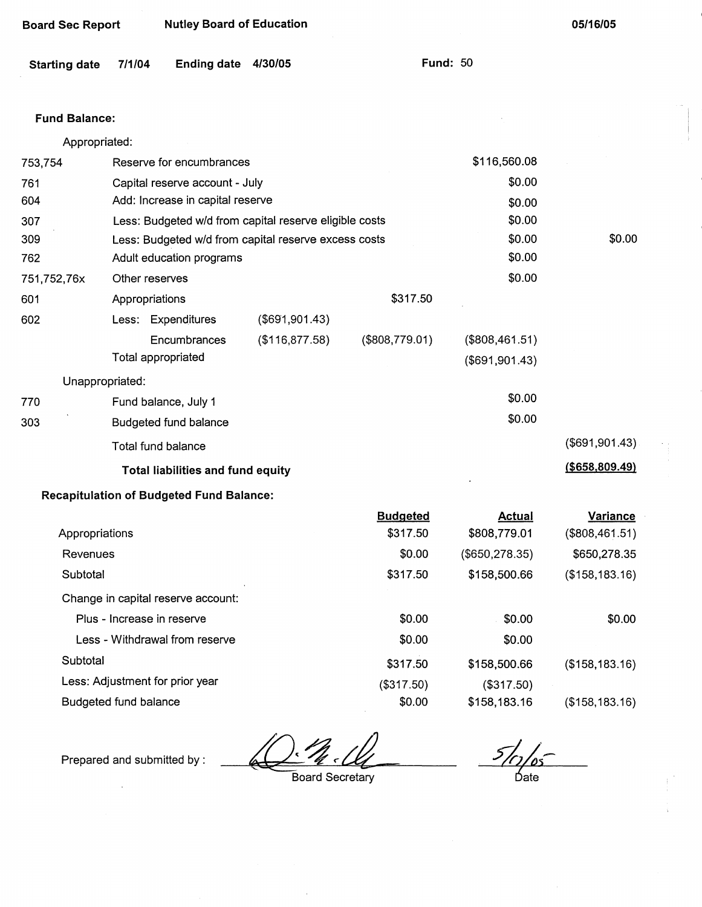**Board Sec Report** **Nutley Board of Education** **05/16/05**

**Starting date** 7/1/04 **Ending date** 4/30/05 **Fund:** 50

**Fund Balance:**

| Code | Description | | | | |
|---|---|---|---|---|---|
| | Appropriated: | | | | |
| 753,754 | Reserve for encumbrances | | | $116,560.08 | |
| 761 | Capital reserve account - July | | | $0.00 | |
| 604 | Add: Increase in capital reserve | | | $0.00 | |
| 307 | Less: Budgeted w/d from capital reserve eligible costs | | | $0.00 | |
| 309 | Less: Budgeted w/d from capital reserve excess costs | | | $0.00 | $0.00 |
| 762 | Adult education programs | | | $0.00 | |
| 751,752,76x | Other reserves | | | $0.00 | |
| 601 | Appropriations | | $317.50 | | |
| 602 | Less: Expenditures | ($691,901.43) | | | |
| | Encumbrances | ($116,877.58) | ($808,779.01) | ($808,461.51) | |
| | Total appropriated | | | ($691,901.43) | |
| | Unappropriated: | | | | |
| 770 | Fund balance, July 1 | | | $0.00 | |
| 303 | Budgeted fund balance | | | $0.00 | |
| | Total fund balance | | | | ($691,901.43) |
| | **Total liabilities and fund equity** | | | | **($658,809.49)** |

**Recapitulation of Budgeted Fund Balance:**

| | Budgeted | Actual | Variance |
|---|---|---|---|
| Appropriations | $317.50 | $808,779.01 | ($808,461.51) |
| Revenues | $0.00 | ($650,278.35) | $650,278.35 |
| Subtotal | $317.50 | $158,500.66 | ($158,183.16) |
| Change in capital reserve account: | | | |
| Plus - Increase in reserve | $0.00 | $0.00 | $0.00 |
| Less - Withdrawal from reserve | $0.00 | $0.00 | |
| Subtotal | $317.50 | $158,500.66 | ($158,183.16) |
| Less: Adjustment for prior year | ($317.50) | ($317.50) | |
| Budgeted fund balance | $0.00 | $158,183.16 | ($158,183.16) |

Prepared and submitted by : ____________________ Board Secretary 5/17/05 Date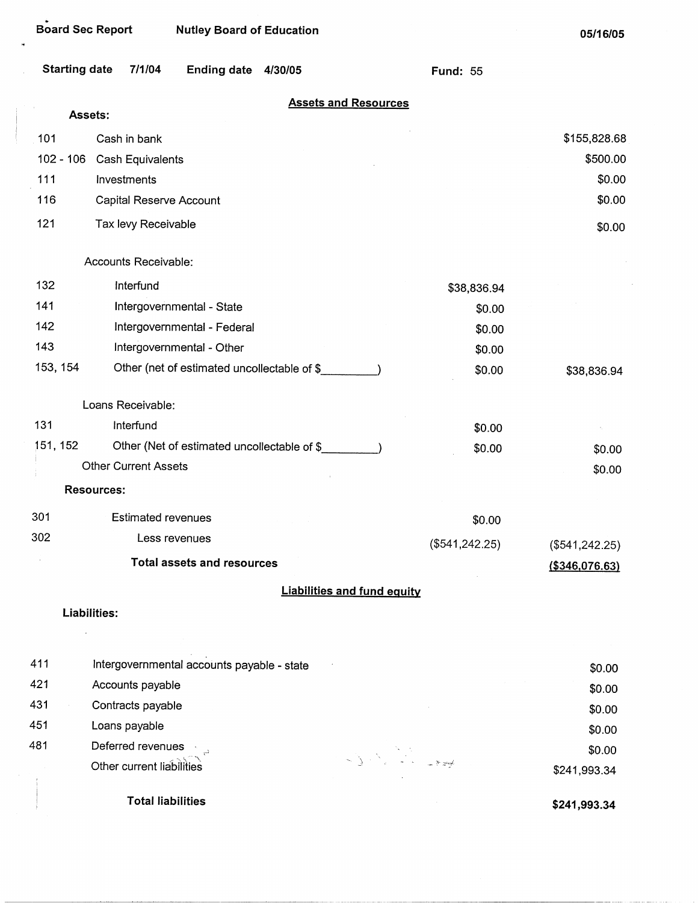Board Sec Report — Nutley Board of Education — 05/16/05

Starting date 7/1/04 — Ending date 4/30/05 — Fund: 55

## Assets and Resources

**Assets:**

| Code | Description | | Amount |
|---|---|---|---|
| 101 | Cash in bank | | $155,828.68 |
| 102 - 106 | Cash Equivalents | | $500.00 |
| 111 | Investments | | $0.00 |
| 116 | Capital Reserve Account | | $0.00 |
| 121 | Tax levy Receivable | | $0.00 |
| | Accounts Receivable: | | |
| 132 | Interfund | $38,836.94 | |
| 141 | Intergovernmental - State | $0.00 | |
| 142 | Intergovernmental - Federal | $0.00 | |
| 143 | Intergovernmental - Other | $0.00 | |
| 153, 154 | Other (net of estimated uncollectable of $\_\_\_\_\_\_\_\_\_) | $0.00 | $38,836.94 |
| | Loans Receivable: | | |
| 131 | Interfund | $0.00 | |
| 151, 152 | Other (Net of estimated uncollectable of $\_\_\_\_\_\_\_\_\_) | $0.00 | $0.00 |
| | Other Current Assets | | $0.00 |

**Resources:**

| Code | Description | | Amount |
|---|---|---|---|
| 301 | Estimated revenues | $0.00 | |
| 302 | Less revenues | ($541,242.25) | ($541,242.25) |
| | **Total assets and resources** | | **($346,076.63)** |

## Liabilities and fund equity

**Liabilities:**

| Code | Description | Amount |
|---|---|---|
| 411 | Intergovernmental accounts payable - state | $0.00 |
| 421 | Accounts payable | $0.00 |
| 431 | Contracts payable | $0.00 |
| 451 | Loans payable | $0.00 |
| 481 | Deferred revenues | $0.00 |
| | Other current liabilities | $241,993.34 |
| | **Total liabilities** | **$241,993.34** |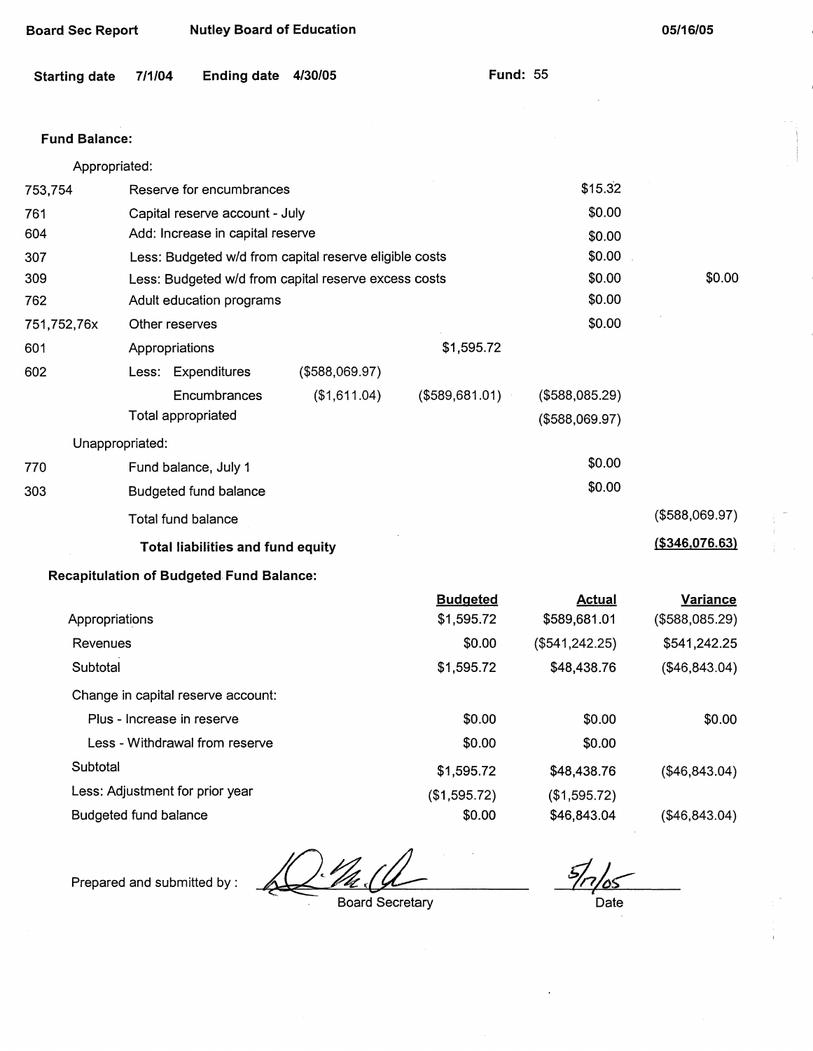| Board Sec Report | Nutley Board of Education | 05/16/05 |
|---|---|---|

**Starting date** 7/1/04 **Ending date** 4/30/05 **Fund:** 55

**Fund Balance:**

| | | | | | |
|---|---|---|---|---|---|
| Appropriated: | | | | | |
| 753,754 | Reserve for encumbrances | | | $15.32 | |
| 761 | Capital reserve account - July | | | $0.00 | |
| 604 | Add: Increase in capital reserve | | | $0.00 | |
| 307 | Less: Budgeted w/d from capital reserve eligible costs | | | $0.00 | |
| 309 | Less: Budgeted w/d from capital reserve excess costs | | | $0.00 | $0.00 |
| 762 | Adult education programs | | | $0.00 | |
| 751,752,76x | Other reserves | | | $0.00 | |
| 601 | Appropriations | | $1,595.72 | | |
| 602 | Less: Expenditures | ($588,069.97) | | | |
| | Encumbrances | ($1,611.04) | ($589,681.01) | ($588,085.29) | |
| | Total appropriated | | | ($588,069.97) | |
| Unappropriated: | | | | | |
| 770 | Fund balance, July 1 | | | $0.00 | |
| 303 | Budgeted fund balance | | | $0.00 | |
| | Total fund balance | | | | ($588,069.97) |
| | **Total liabilities and fund equity** | | | | **($346,076.63)** |

**Recapitulation of Budgeted Fund Balance:**

| | Budgeted | Actual | Variance |
|---|---|---|---|
| Appropriations | $1,595.72 | $589,681.01 | ($588,085.29) |
| Revenues | $0.00 | ($541,242.25) | $541,242.25 |
| Subtotal | $1,595.72 | $48,438.76 | ($46,843.04) |
| Change in capital reserve account: | | | |
| Plus - Increase in reserve | $0.00 | $0.00 | $0.00 |
| Less - Withdrawal from reserve | $0.00 | $0.00 | |
| Subtotal | $1,595.72 | $48,438.76 | ($46,843.04) |
| Less: Adjustment for prior year | ($1,595.72) | ($1,595.72) | |
| Budgeted fund balance | $0.00 | $46,843.04 | ($46,843.04) |

Prepared and submitted by : _______________ Board Secretary    5/17/05 Date